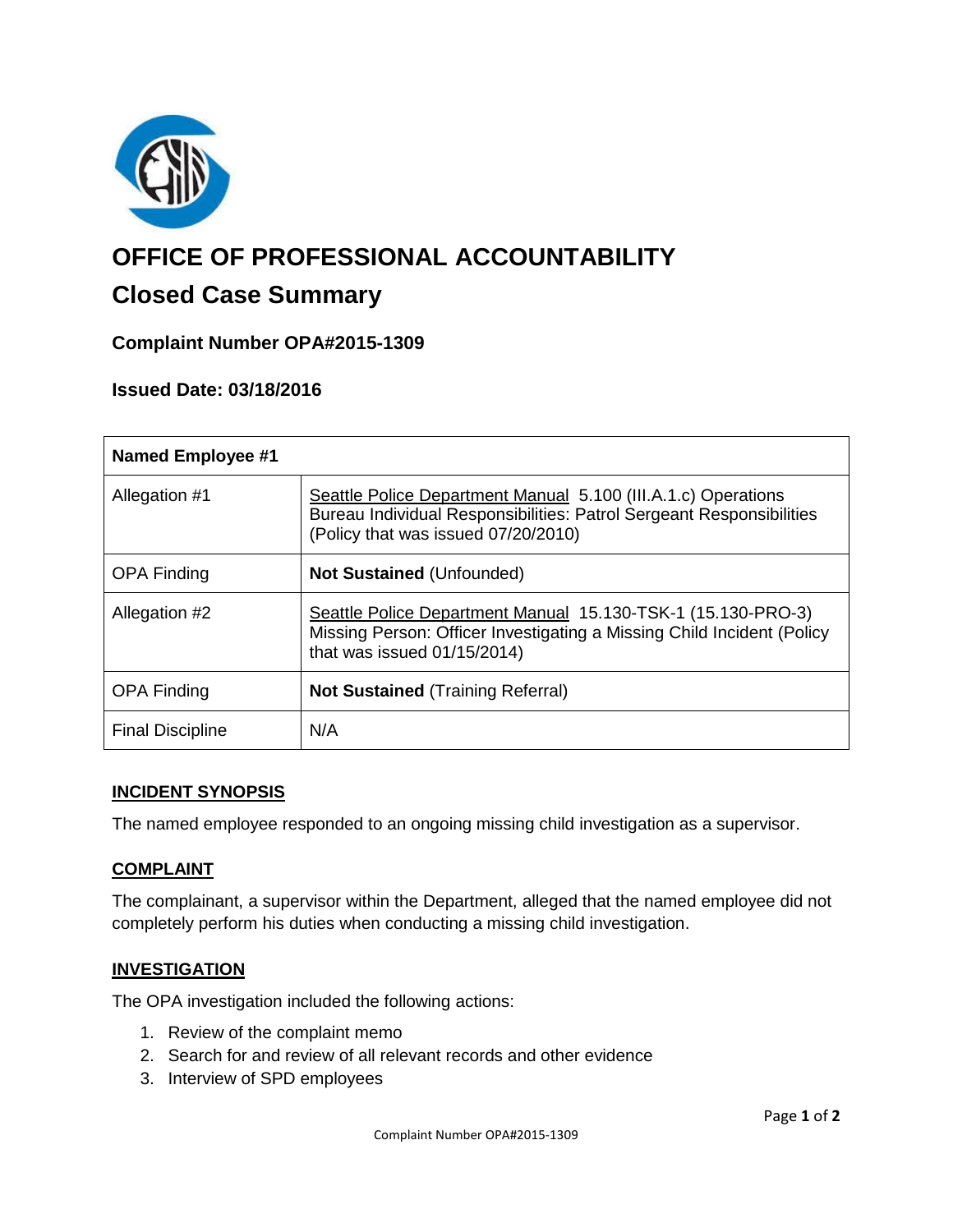# OFFICE OF PROFESSIONAL ACCOUNTABILITY

## Closed Case Summary

### Complaint Number OPA#2015-1309

### Issued Date: 03/18/2016

| Named Employee #1 | |
|---|---|
| Allegation #1 | Seattle Police Department Manual 5.100 (III.A.1.c) Operations Bureau Individual Responsibilities: Patrol Sergeant Responsibilities (Policy that was issued 07/20/2010) |
| OPA Finding | **Not Sustained** (Unfounded) |
| Allegation #2 | Seattle Police Department Manual 15.130-TSK-1 (15.130-PRO-3) Missing Person: Officer Investigating a Missing Child Incident (Policy that was issued 01/15/2014) |
| OPA Finding | **Not Sustained** (Training Referral) |
| Final Discipline | N/A |

**INCIDENT SYNOPSIS**

The named employee responded to an ongoing missing child investigation as a supervisor.

**COMPLAINT**

The complainant, a supervisor within the Department, alleged that the named employee did not completely perform his duties when conducting a missing child investigation.

**INVESTIGATION**

The OPA investigation included the following actions:

1. Review of the complaint memo
2. Search for and review of all relevant records and other evidence
3. Interview of SPD employees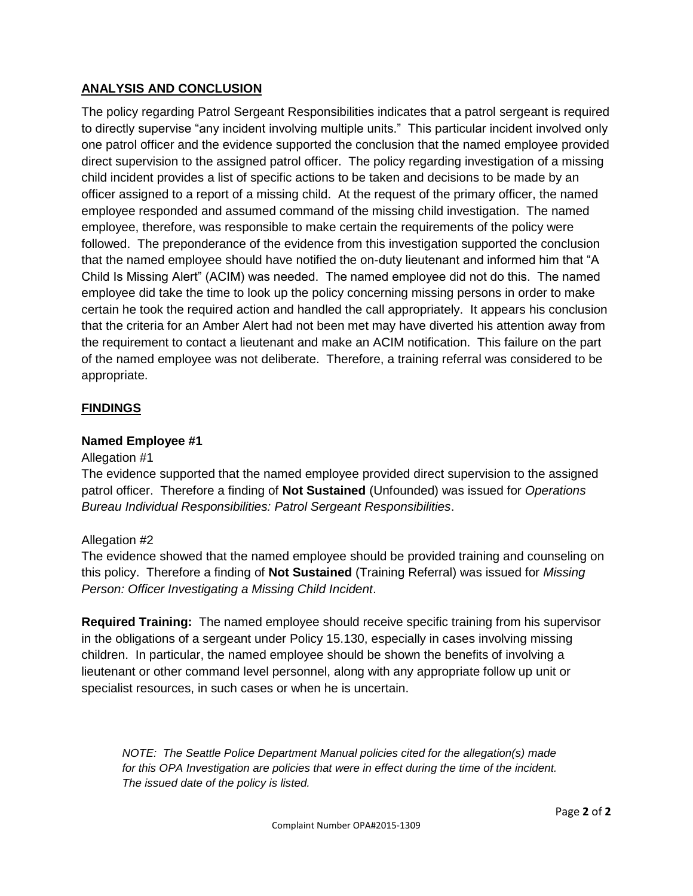## ANALYSIS AND CONCLUSION

The policy regarding Patrol Sergeant Responsibilities indicates that a patrol sergeant is required to directly supervise "any incident involving multiple units." This particular incident involved only one patrol officer and the evidence supported the conclusion that the named employee provided direct supervision to the assigned patrol officer. The policy regarding investigation of a missing child incident provides a list of specific actions to be taken and decisions to be made by an officer assigned to a report of a missing child. At the request of the primary officer, the named employee responded and assumed command of the missing child investigation. The named employee, therefore, was responsible to make certain the requirements of the policy were followed. The preponderance of the evidence from this investigation supported the conclusion that the named employee should have notified the on-duty lieutenant and informed him that "A Child Is Missing Alert" (ACIM) was needed. The named employee did not do this. The named employee did take the time to look up the policy concerning missing persons in order to make certain he took the required action and handled the call appropriately. It appears his conclusion that the criteria for an Amber Alert had not been met may have diverted his attention away from the requirement to contact a lieutenant and make an ACIM notification. This failure on the part of the named employee was not deliberate. Therefore, a training referral was considered to be appropriate.

## FINDINGS

### Named Employee #1

Allegation #1

The evidence supported that the named employee provided direct supervision to the assigned patrol officer. Therefore a finding of **Not Sustained** (Unfounded) was issued for *Operations Bureau Individual Responsibilities: Patrol Sergeant Responsibilities*.

Allegation #2

The evidence showed that the named employee should be provided training and counseling on this policy. Therefore a finding of **Not Sustained** (Training Referral) was issued for *Missing Person: Officer Investigating a Missing Child Incident*.

**Required Training:** The named employee should receive specific training from his supervisor in the obligations of a sergeant under Policy 15.130, especially in cases involving missing children. In particular, the named employee should be shown the benefits of involving a lieutenant or other command level personnel, along with any appropriate follow up unit or specialist resources, in such cases or when he is uncertain.

*NOTE: The Seattle Police Department Manual policies cited for the allegation(s) made for this OPA Investigation are policies that were in effect during the time of the incident. The issued date of the policy is listed.*

Complaint Number OPA#2015-1309